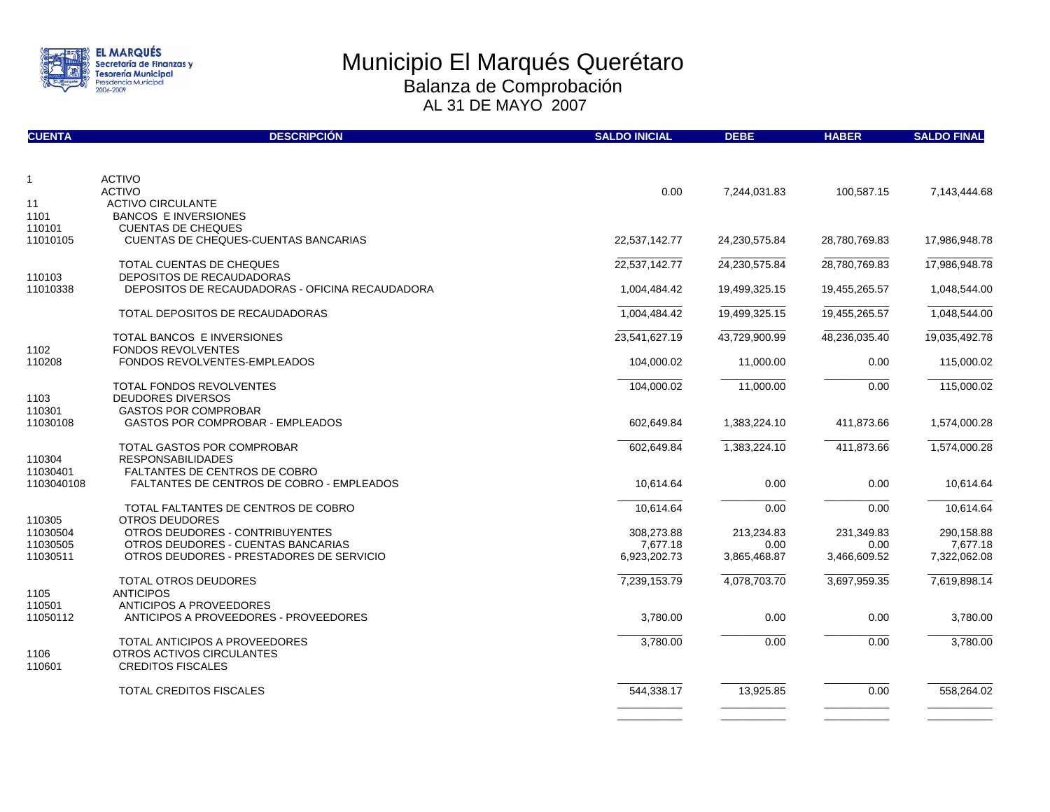# Municipio El Marqués Querétaro

## Balanza de Comprobación

### AL 31 DE MAYO 2007

| CUENTA | DESCRIPCIÓN | SALDO INICIAL | DEBE | HABER | SALDO FINAL |
|---|---|---|---|---|---|
| 1 | ACTIVO | | | | |
| | ACTIVO | 0.00 | 7,244,031.83 | 100,587.15 | 7,143,444.68 |
| 11 | ACTIVO CIRCULANTE | | | | |
| 1101 | BANCOS E INVERSIONES | | | | |
| 110101 | CUENTAS DE CHEQUES | | | | |
| 11010105 | CUENTAS DE CHEQUES-CUENTAS BANCARIAS | 22,537,142.77 | 24,230,575.84 | 28,780,769.83 | 17,986,948.78 |
| | TOTAL CUENTAS DE CHEQUES | 22,537,142.77 | 24,230,575.84 | 28,780,769.83 | 17,986,948.78 |
| 110103 | DEPOSITOS DE RECAUDADORAS | | | | |
| 11010338 | DEPOSITOS DE RECAUDADORAS - OFICINA RECAUDADORA | 1,004,484.42 | 19,499,325.15 | 19,455,265.57 | 1,048,544.00 |
| | TOTAL DEPOSITOS DE RECAUDADORAS | 1,004,484.42 | 19,499,325.15 | 19,455,265.57 | 1,048,544.00 |
| | TOTAL BANCOS E INVERSIONES | 23,541,627.19 | 43,729,900.99 | 48,236,035.40 | 19,035,492.78 |
| 1102 | FONDOS REVOLVENTES | | | | |
| 110208 | FONDOS REVOLVENTES-EMPLEADOS | 104,000.02 | 11,000.00 | 0.00 | 115,000.02 |
| | TOTAL FONDOS REVOLVENTES | 104,000.02 | 11,000.00 | 0.00 | 115,000.02 |
| 1103 | DEUDORES DIVERSOS | | | | |
| 110301 | GASTOS POR COMPROBAR | | | | |
| 11030108 | GASTOS POR COMPROBAR - EMPLEADOS | 602,649.84 | 1,383,224.10 | 411,873.66 | 1,574,000.28 |
| | TOTAL GASTOS POR COMPROBAR | 602,649.84 | 1,383,224.10 | 411,873.66 | 1,574,000.28 |
| 110304 | RESPONSABILIDADES | | | | |
| 11030401 | FALTANTES DE CENTROS DE COBRO | | | | |
| 1103040108 | FALTANTES DE CENTROS DE COBRO - EMPLEADOS | 10,614.64 | 0.00 | 0.00 | 10,614.64 |
| | TOTAL FALTANTES DE CENTROS DE COBRO | 10,614.64 | 0.00 | 0.00 | 10,614.64 |
| 110305 | OTROS DEUDORES | | | | |
| 11030504 | OTROS DEUDORES - CONTRIBUYENTES | 308,273.88 | 213,234.83 | 231,349.83 | 290,158.88 |
| 11030505 | OTROS DEUDORES - CUENTAS BANCARIAS | 7,677.18 | 0.00 | 0.00 | 7,677.18 |
| 11030511 | OTROS DEUDORES - PRESTADORES DE SERVICIO | 6,923,202.73 | 3,865,468.87 | 3,466,609.52 | 7,322,062.08 |
| | TOTAL OTROS DEUDORES | 7,239,153.79 | 4,078,703.70 | 3,697,959.35 | 7,619,898.14 |
| 1105 | ANTICIPOS | | | | |
| 110501 | ANTICIPOS A PROVEEDORES | | | | |
| 11050112 | ANTICIPOS A PROVEEDORES - PROVEEDORES | 3,780.00 | 0.00 | 0.00 | 3,780.00 |
| | TOTAL ANTICIPOS A PROVEEDORES | 3,780.00 | 0.00 | 0.00 | 3,780.00 |
| 1106 | OTROS ACTIVOS CIRCULANTES | | | | |
| 110601 | CREDITOS FISCALES | | | | |
| | TOTAL CREDITOS FISCALES | 544,338.17 | 13,925.85 | 0.00 | 558,264.02 |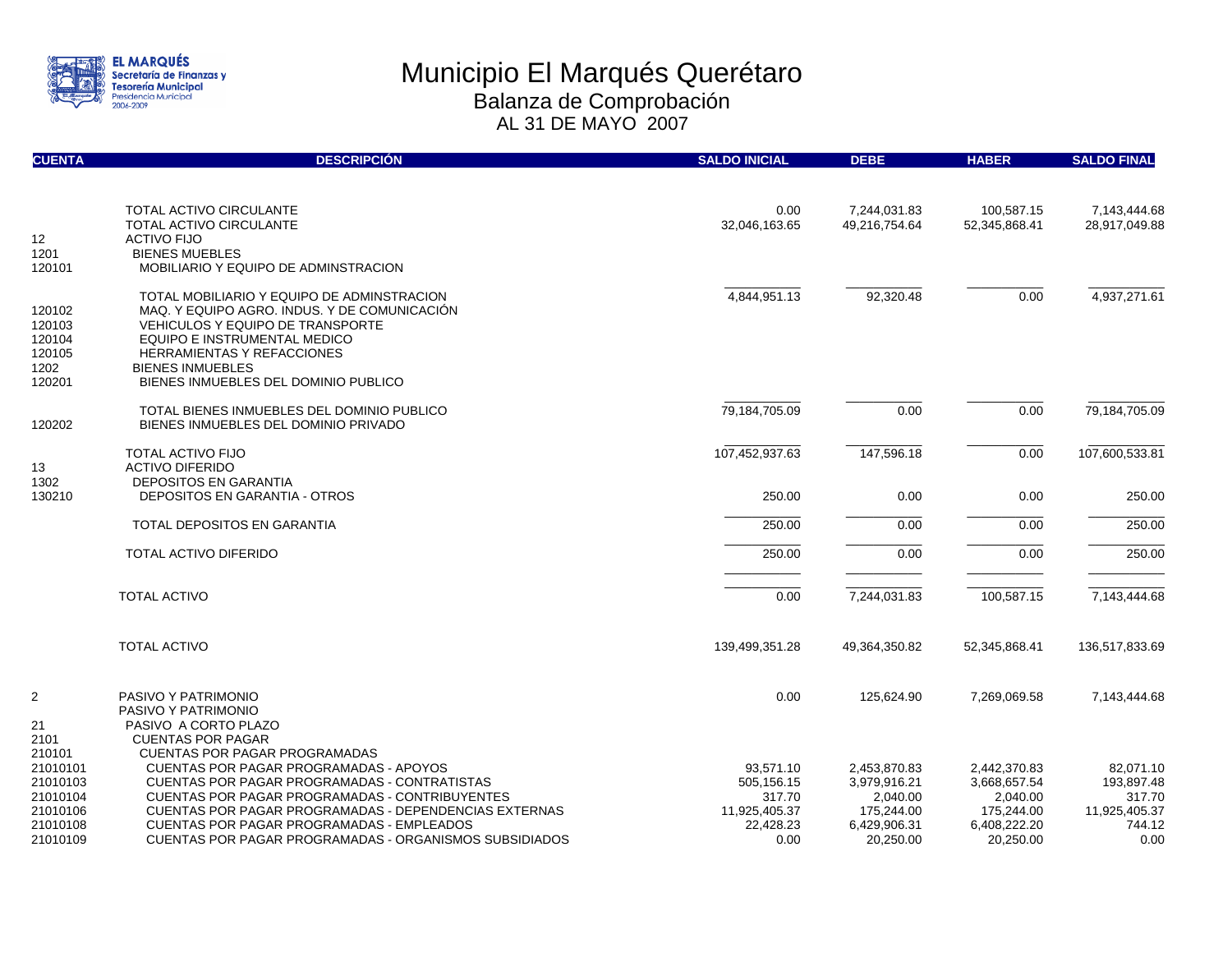# Municipio El Marqués Querétaro

## Balanza de Comprobación

### AL 31 DE MAYO 2007

| CUENTA | DESCRIPCIÓN | SALDO INICIAL | DEBE | HABER | SALDO FINAL |
|---|---|---|---|---|---|
| | TOTAL ACTIVO CIRCULANTE | 0.00 | 7,244,031.83 | 100,587.15 | 7,143,444.68 |
| | TOTAL ACTIVO CIRCULANTE | 32,046,163.65 | 49,216,754.64 | 52,345,868.41 | 28,917,049.88 |
| 12 | ACTIVO FIJO | | | | |
| 1201 | BIENES MUEBLES | | | | |
| 120101 | MOBILIARIO Y EQUIPO DE ADMINSTRACION | | | | |
| | TOTAL MOBILIARIO Y EQUIPO DE ADMINSTRACION | 4,844,951.13 | 92,320.48 | 0.00 | 4,937,271.61 |
| 120102 | MAQ. Y EQUIPO AGRO. INDUS. Y DE COMUNICACIÓN | | | | |
| 120103 | VEHICULOS Y EQUIPO DE TRANSPORTE | | | | |
| 120104 | EQUIPO E INSTRUMENTAL MEDICO | | | | |
| 120105 | HERRAMIENTAS Y REFACCIONES | | | | |
| 1202 | BIENES INMUEBLES | | | | |
| 120201 | BIENES INMUEBLES DEL DOMINIO PUBLICO | | | | |
| | TOTAL BIENES INMUEBLES DEL DOMINIO PUBLICO | 79,184,705.09 | 0.00 | 0.00 | 79,184,705.09 |
| 120202 | BIENES INMUEBLES DEL DOMINIO PRIVADO | | | | |
| | TOTAL ACTIVO FIJO | 107,452,937.63 | 147,596.18 | 0.00 | 107,600,533.81 |
| 13 | ACTIVO DIFERIDO | | | | |
| 1302 | DEPOSITOS EN GARANTIA | | | | |
| 130210 | DEPOSITOS EN GARANTIA - OTROS | 250.00 | 0.00 | 0.00 | 250.00 |
| | TOTAL DEPOSITOS EN GARANTIA | 250.00 | 0.00 | 0.00 | 250.00 |
| | TOTAL ACTIVO DIFERIDO | 250.00 | 0.00 | 0.00 | 250.00 |
| | TOTAL ACTIVO | 0.00 | 7,244,031.83 | 100,587.15 | 7,143,444.68 |
| | TOTAL ACTIVO | 139,499,351.28 | 49,364,350.82 | 52,345,868.41 | 136,517,833.69 |
| 2 | PASIVO Y PATRIMONIO | 0.00 | 125,624.90 | 7,269,069.58 | 7,143,444.68 |
| | PASIVO Y PATRIMONIO | | | | |
| 21 | PASIVO A CORTO PLAZO | | | | |
| 2101 | CUENTAS POR PAGAR | | | | |
| 210101 | CUENTAS POR PAGAR PROGRAMADAS | | | | |
| 21010101 | CUENTAS POR PAGAR PROGRAMADAS - APOYOS | 93,571.10 | 2,453,870.83 | 2,442,370.83 | 82,071.10 |
| 21010103 | CUENTAS POR PAGAR PROGRAMADAS - CONTRATISTAS | 505,156.15 | 3,979,916.21 | 3,668,657.54 | 193,897.48 |
| 21010104 | CUENTAS POR PAGAR PROGRAMADAS - CONTRIBUYENTES | 317.70 | 2,040.00 | 2,040.00 | 317.70 |
| 21010106 | CUENTAS POR PAGAR PROGRAMADAS - DEPENDENCIAS EXTERNAS | 11,925,405.37 | 175,244.00 | 175,244.00 | 11,925,405.37 |
| 21010108 | CUENTAS POR PAGAR PROGRAMADAS - EMPLEADOS | 22,428.23 | 6,429,906.31 | 6,408,222.20 | 744.12 |
| 21010109 | CUENTAS POR PAGAR PROGRAMADAS - ORGANISMOS SUBSIDIADOS | 0.00 | 20,250.00 | 20,250.00 | 0.00 |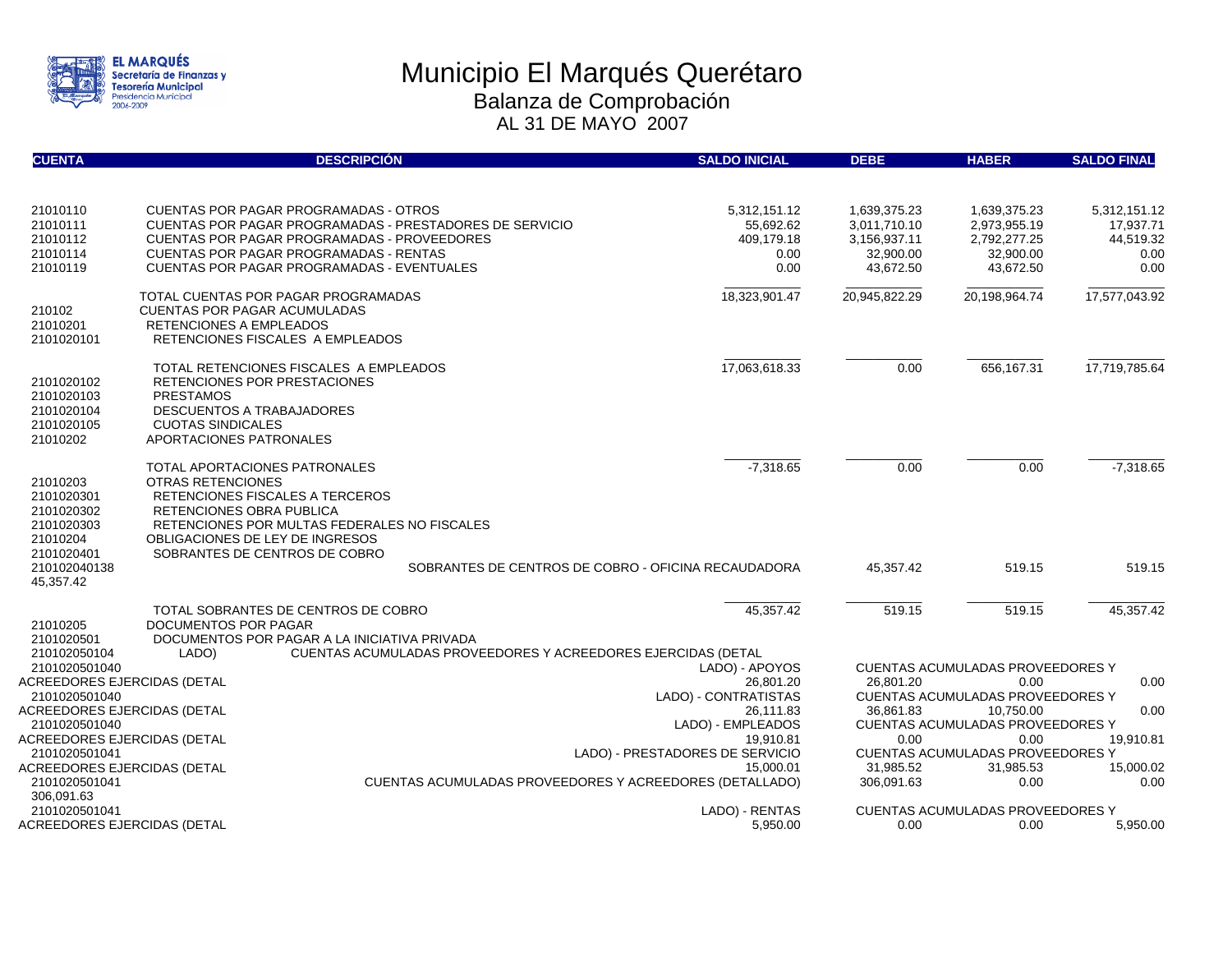# Municipio El Marqués Querétaro

## Balanza de Comprobación

### AL 31 DE MAYO 2007

| CUENTA | DESCRIPCIÓN | SALDO INICIAL | DEBE | HABER | SALDO FINAL |
|---|---|---|---|---|---|
| 21010110 | CUENTAS POR PAGAR PROGRAMADAS - OTROS | 5,312,151.12 | 1,639,375.23 | 1,639,375.23 | 5,312,151.12 |
| 21010111 | CUENTAS POR PAGAR PROGRAMADAS - PRESTADORES DE SERVICIO | 55,692.62 | 3,011,710.10 | 2,973,955.19 | 17,937.71 |
| 21010112 | CUENTAS POR PAGAR PROGRAMADAS - PROVEEDORES | 409,179.18 | 3,156,937.11 | 2,792,277.25 | 44,519.32 |
| 21010114 | CUENTAS POR PAGAR PROGRAMADAS - RENTAS | 0.00 | 32,900.00 | 32,900.00 | 0.00 |
| 21010119 | CUENTAS POR PAGAR PROGRAMADAS - EVENTUALES | 0.00 | 43,672.50 | 43,672.50 | 0.00 |
| | TOTAL CUENTAS POR PAGAR PROGRAMADAS | 18,323,901.47 | 20,945,822.29 | 20,198,964.74 | 17,577,043.92 |
| 210102 | CUENTAS POR PAGAR ACUMULADAS | | | | |
| 21010201 | RETENCIONES A EMPLEADOS | | | | |
| 2101020101 | RETENCIONES FISCALES A EMPLEADOS | | | | |
| | TOTAL RETENCIONES FISCALES A EMPLEADOS | 17,063,618.33 | 0.00 | 656,167.31 | 17,719,785.64 |
| 2101020102 | RETENCIONES POR PRESTACIONES | | | | |
| 2101020103 | PRESTAMOS | | | | |
| 2101020104 | DESCUENTOS A TRABAJADORES | | | | |
| 2101020105 | CUOTAS SINDICALES | | | | |
| 21010202 | APORTACIONES PATRONALES | | | | |
| | TOTAL APORTACIONES PATRONALES | -7,318.65 | 0.00 | 0.00 | -7,318.65 |
| 21010203 | OTRAS RETENCIONES | | | | |
| 2101020301 | RETENCIONES FISCALES A TERCEROS | | | | |
| 2101020302 | RETENCIONES OBRA PUBLICA | | | | |
| 2101020303 | RETENCIONES POR MULTAS FEDERALES NO FISCALES | | | | |
| 21010204 | OBLIGACIONES DE LEY DE INGRESOS | | | | |
| 2101020401 | SOBRANTES DE CENTROS DE COBRO | | | | |
| 210102040138 | SOBRANTES DE CENTROS DE COBRO - OFICINA RECAUDADORA | 45,357.42 | 519.15 | 519.15 | 45,357.42 |
| | TOTAL SOBRANTES DE CENTROS DE COBRO | 45,357.42 | 519.15 | 519.15 | 45,357.42 |
| 21010205 | DOCUMENTOS POR PAGAR | | | | |
| 2101020501 | DOCUMENTOS POR PAGAR A LA INICIATIVA PRIVADA | | | | |
| 210102050104 | CUENTAS ACUMULADAS PROVEEDORES Y ACREEDORES EJERCIDAS (DETALLADO) | | | | |
| 2101020501040 | CUENTAS ACUMULADAS PROVEEDORES Y ACREEDORES EJERCIDAS (DETALLADO) - APOYOS | 26,801.20 | 26,801.20 | 0.00 | 0.00 |
| 2101020501040 | CUENTAS ACUMULADAS PROVEEDORES Y ACREEDORES EJERCIDAS (DETALLADO) - CONTRATISTAS | 26,111.83 | 36,861.83 | 10,750.00 | 0.00 |
| 2101020501040 | CUENTAS ACUMULADAS PROVEEDORES Y ACREEDORES EJERCIDAS (DETALLADO) - EMPLEADOS | 19,910.81 | 0.00 | 0.00 | 19,910.81 |
| 2101020501041 | CUENTAS ACUMULADAS PROVEEDORES Y ACREEDORES EJERCIDAS (DETALLADO) - PRESTADORES DE SERVICIO | 15,000.01 | 31,985.52 | 31,985.53 | 15,000.02 |
| 2101020501041 | CUENTAS ACUMULADAS PROVEEDORES Y ACREEDORES (DETALLADO) | 306,091.63 | 306,091.63 | 0.00 | 0.00 |
| 2101020501041 | CUENTAS ACUMULADAS PROVEEDORES Y ACREEDORES EJERCIDAS (DETALLADO) - RENTAS | 5,950.00 | 0.00 | 0.00 | 5,950.00 |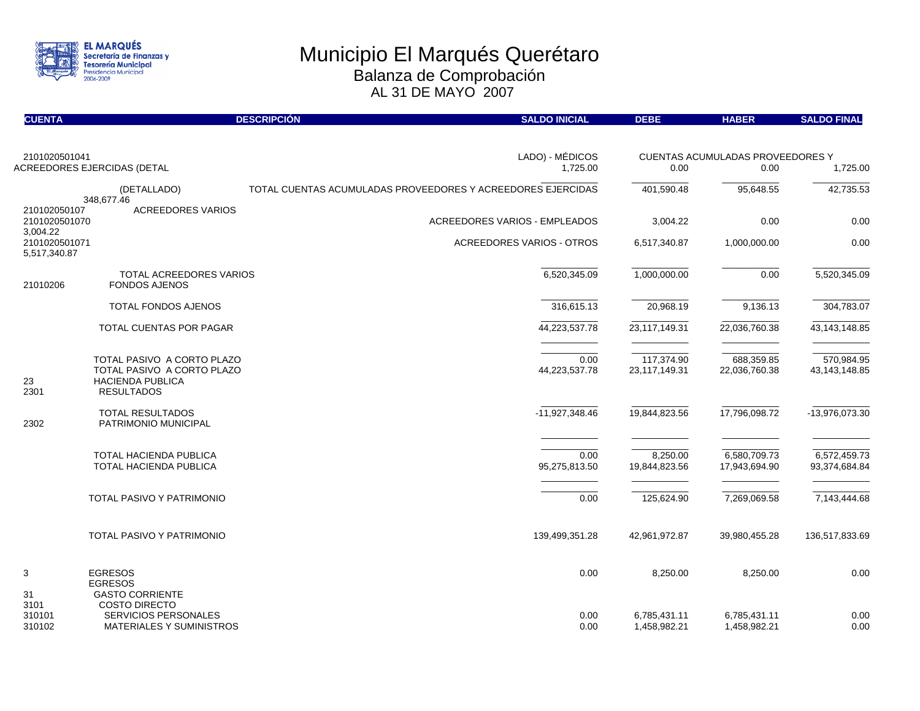# Municipio El Marqués Querétaro

## Balanza de Comprobación

### AL 31 DE MAYO 2007

| CUENTA | DESCRIPCIÓN | SALDO INICIAL | DEBE | HABER | SALDO FINAL |
|---|---|---|---|---|---|
| 2101020501041 | CUENTAS ACUMULADAS PROVEEDORES Y ACREEDORES EJERCIDAS (DETALLADO) - MÉDICOS | 1,725.00 | 0.00 | 0.00 | 1,725.00 |
| | TOTAL CUENTAS ACUMULADAS PROVEEDORES Y ACREEDORES EJERCIDAS (DETALLADO) | 348,677.46 | 401,590.48 | 95,648.55 | 42,735.53 |
| 210102050107 | ACREEDORES VARIOS | | | | |
| 2101020501070 | ACREEDORES VARIOS - EMPLEADOS | 3,004.22 | 3,004.22 | 0.00 | 0.00 |
| 2101020501071 | ACREEDORES VARIOS - OTROS | 5,517,340.87 | 6,517,340.87 | 1,000,000.00 | 0.00 |
| | TOTAL ACREEDORES VARIOS | 6,520,345.09 | 1,000,000.00 | 0.00 | 5,520,345.09 |
| 21010206 | FONDOS AJENOS | | | | |
| | TOTAL FONDOS AJENOS | 316,615.13 | 20,968.19 | 9,136.13 | 304,783.07 |
| | TOTAL CUENTAS POR PAGAR | 44,223,537.78 | 23,117,149.31 | 22,036,760.38 | 43,143,148.85 |
| | TOTAL PASIVO A CORTO PLAZO | 0.00 | 117,374.90 | 688,359.85 | 570,984.95 |
| | TOTAL PASIVO A CORTO PLAZO | 44,223,537.78 | 23,117,149.31 | 22,036,760.38 | 43,143,148.85 |
| 23 | HACIENDA PUBLICA | | | | |
| 2301 | RESULTADOS | | | | |
| | TOTAL RESULTADOS | -11,927,348.46 | 19,844,823.56 | 17,796,098.72 | -13,976,073.30 |
| 2302 | PATRIMONIO MUNICIPAL | | | | |
| | TOTAL HACIENDA PUBLICA | 0.00 | 8,250.00 | 6,580,709.73 | 6,572,459.73 |
| | TOTAL HACIENDA PUBLICA | 95,275,813.50 | 19,844,823.56 | 17,943,694.90 | 93,374,684.84 |
| | TOTAL PASIVO Y PATRIMONIO | 0.00 | 125,624.90 | 7,269,069.58 | 7,143,444.68 |
| | TOTAL PASIVO Y PATRIMONIO | 139,499,351.28 | 42,961,972.87 | 39,980,455.28 | 136,517,833.69 |
| 3 | EGRESOS | 0.00 | 8,250.00 | 8,250.00 | 0.00 |
| | EGRESOS | | | | |
| 31 | GASTO CORRIENTE | | | | |
| 3101 | COSTO DIRECTO | | | | |
| 310101 | SERVICIOS PERSONALES | 0.00 | 6,785,431.11 | 6,785,431.11 | 0.00 |
| 310102 | MATERIALES Y SUMINISTROS | 0.00 | 1,458,982.21 | 1,458,982.21 | 0.00 |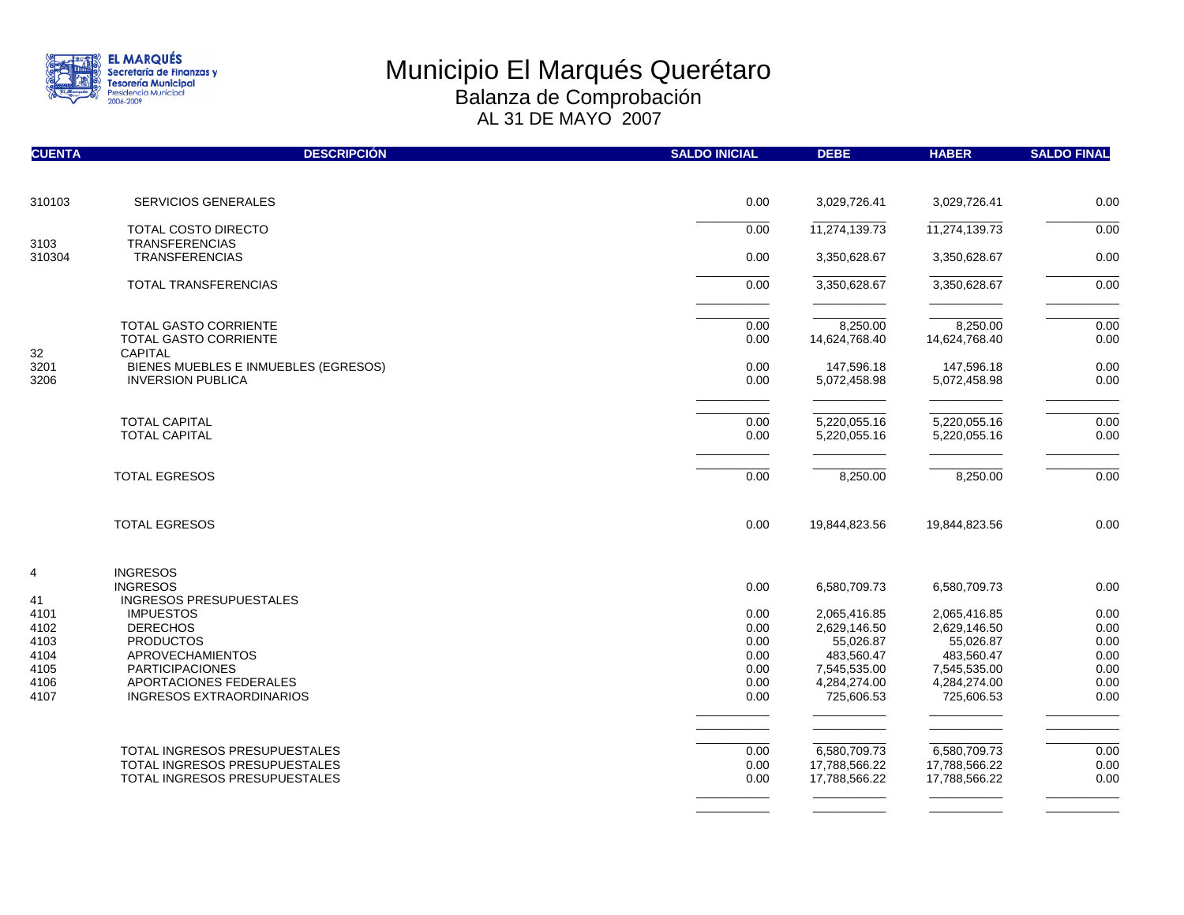# Municipio El Marqués Querétaro

## Balanza de Comprobación

### AL 31 DE MAYO 2007

| CUENTA | DESCRIPCIÓN | SALDO INICIAL | DEBE | HABER | SALDO FINAL |
|---|---|---|---|---|---|
| 310103 | SERVICIOS GENERALES | 0.00 | 3,029,726.41 | 3,029,726.41 | 0.00 |
| | TOTAL COSTO DIRECTO | 0.00 | 11,274,139.73 | 11,274,139.73 | 0.00 |
| 3103 | TRANSFERENCIAS | | | | |
| 310304 | TRANSFERENCIAS | 0.00 | 3,350,628.67 | 3,350,628.67 | 0.00 |
| | TOTAL TRANSFERENCIAS | 0.00 | 3,350,628.67 | 3,350,628.67 | 0.00 |
| | TOTAL GASTO CORRIENTE | 0.00 | 8,250.00 | 8,250.00 | 0.00 |
| | TOTAL GASTO CORRIENTE | 0.00 | 14,624,768.40 | 14,624,768.40 | 0.00 |
| 32 | CAPITAL | | | | |
| 3201 | BIENES MUEBLES E INMUEBLES (EGRESOS) | 0.00 | 147,596.18 | 147,596.18 | 0.00 |
| 3206 | INVERSION PUBLICA | 0.00 | 5,072,458.98 | 5,072,458.98 | 0.00 |
| | TOTAL CAPITAL | 0.00 | 5,220,055.16 | 5,220,055.16 | 0.00 |
| | TOTAL CAPITAL | 0.00 | 5,220,055.16 | 5,220,055.16 | 0.00 |
| | TOTAL EGRESOS | 0.00 | 8,250.00 | 8,250.00 | 0.00 |
| | TOTAL EGRESOS | 0.00 | 19,844,823.56 | 19,844,823.56 | 0.00 |
| 4 | INGRESOS | | | | |
| | INGRESOS | 0.00 | 6,580,709.73 | 6,580,709.73 | 0.00 |
| 41 | INGRESOS PRESUPUESTALES | | | | |
| 4101 | IMPUESTOS | 0.00 | 2,065,416.85 | 2,065,416.85 | 0.00 |
| 4102 | DERECHOS | 0.00 | 2,629,146.50 | 2,629,146.50 | 0.00 |
| 4103 | PRODUCTOS | 0.00 | 55,026.87 | 55,026.87 | 0.00 |
| 4104 | APROVECHAMIENTOS | 0.00 | 483,560.47 | 483,560.47 | 0.00 |
| 4105 | PARTICIPACIONES | 0.00 | 7,545,535.00 | 7,545,535.00 | 0.00 |
| 4106 | APORTACIONES FEDERALES | 0.00 | 4,284,274.00 | 4,284,274.00 | 0.00 |
| 4107 | INGRESOS EXTRAORDINARIOS | 0.00 | 725,606.53 | 725,606.53 | 0.00 |
| | TOTAL INGRESOS PRESUPUESTALES | 0.00 | 6,580,709.73 | 6,580,709.73 | 0.00 |
| | TOTAL INGRESOS PRESUPUESTALES | 0.00 | 17,788,566.22 | 17,788,566.22 | 0.00 |
| | TOTAL INGRESOS PRESUPUESTALES | 0.00 | 17,788,566.22 | 17,788,566.22 | 0.00 |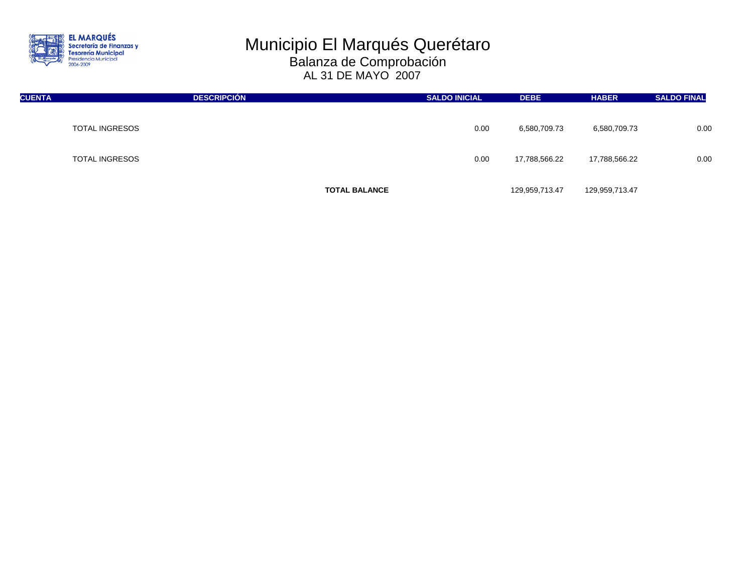# Municipio El Marqués Querétaro

## Balanza de Comprobación

AL 31 DE MAYO 2007

| CUENTA | DESCRIPCIÓN | SALDO INICIAL | DEBE | HABER | SALDO FINAL |
|---|---|---|---|---|---|
| TOTAL INGRESOS | | 0.00 | 6,580,709.73 | 6,580,709.73 | 0.00 |
| TOTAL INGRESOS | | 0.00 | 17,788,566.22 | 17,788,566.22 | 0.00 |
| | **TOTAL BALANCE** | | 129,959,713.47 | 129,959,713.47 | |